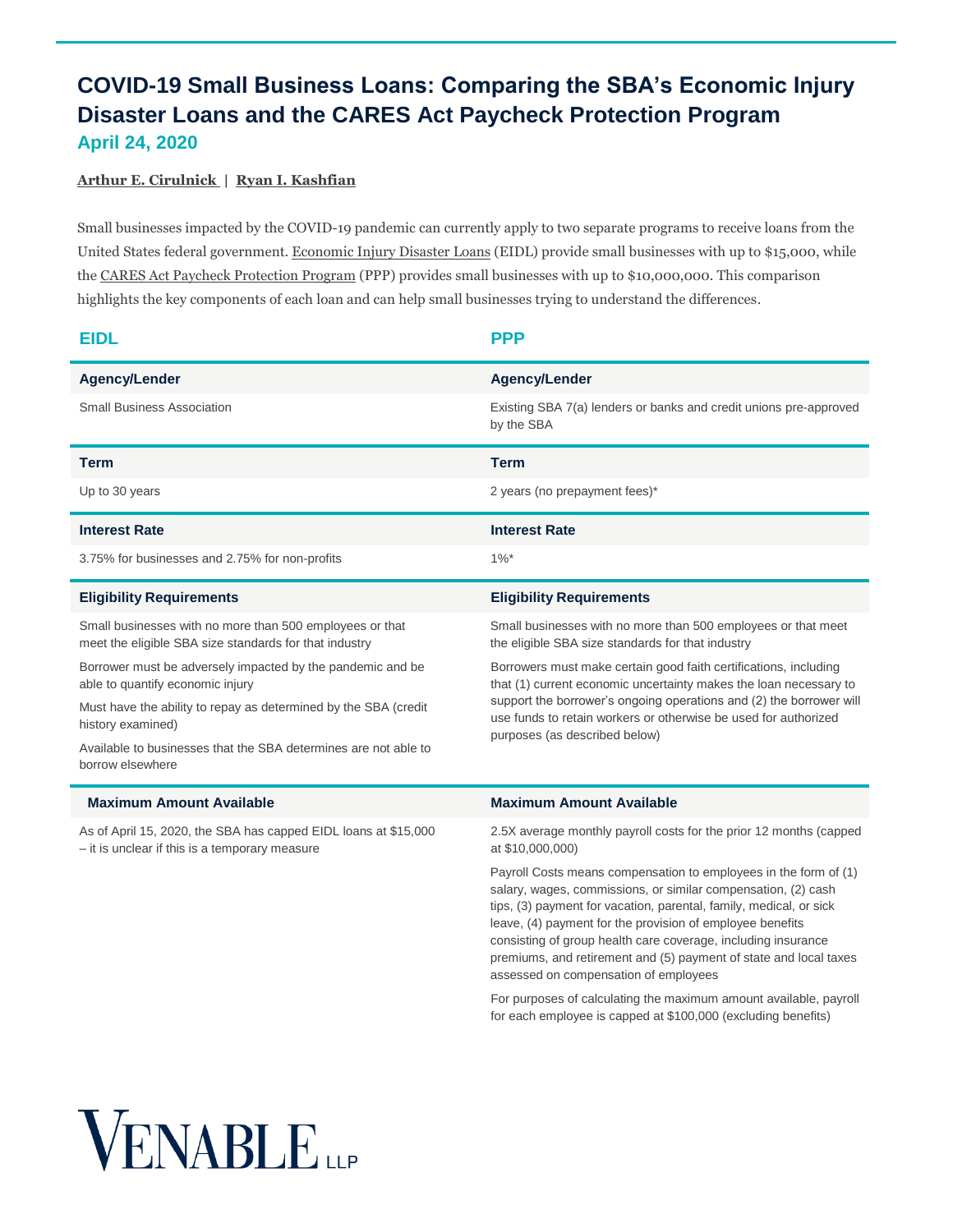# COVID-19 Small Business Loans: Comparing the SBA's Economic Injury Disaster Loans and the CARES Act Paycheck Protection Program

## April 24, 2020

Arthur E. Cirulnick | Ryan I. Kashfian

Small businesses impacted by the COVID-19 pandemic can currently apply to two separate programs to receive loans from the United States federal government. Economic Injury Disaster Loans (EIDL) provide small businesses with up to $15,000, while the CARES Act Paycheck Protection Program (PPP) provides small businesses with up to $10,000,000. This comparison highlights the key components of each loan and can help small businesses trying to understand the differences.

| EIDL | PPP |
| --- | --- |
| **Agency/Lender** | **Agency/Lender** |
| Small Business Association | Existing SBA 7(a) lenders or banks and credit unions pre-approved by the SBA |
| **Term** | **Term** |
| Up to 30 years | 2 years (no prepayment fees)* |
| **Interest Rate** | **Interest Rate** |
| 3.75% for businesses and 2.75% for non-profits | 1%* |
| **Eligibility Requirements** | **Eligibility Requirements** |
| Small businesses with no more than 500 employees or that meet the eligible SBA size standards for that industry<br><br>Borrower must be adversely impacted by the pandemic and be able to quantify economic injury<br><br>Must have the ability to repay as determined by the SBA (credit history examined)<br><br>Available to businesses that the SBA determines are not able to borrow elsewhere | Small businesses with no more than 500 employees or that meet the eligible SBA size standards for that industry<br><br>Borrowers must make certain good faith certifications, including that (1) current economic uncertainty makes the loan necessary to support the borrower's ongoing operations and (2) the borrower will use funds to retain workers or otherwise be used for authorized purposes (as described below) |
| **Maximum Amount Available** | **Maximum Amount Available** |
| As of April 15, 2020, the SBA has capped EIDL loans at $15,000 – it is unclear if this is a temporary measure | 2.5X average monthly payroll costs for the prior 12 months (capped at $10,000,000)<br><br>Payroll Costs means compensation to employees in the form of (1) salary, wages, commissions, or similar compensation, (2) cash tips, (3) payment for vacation, parental, family, medical, or sick leave, (4) payment for the provision of employee benefits consisting of group health care coverage, including insurance premiums, and retirement and (5) payment of state and local taxes assessed on compensation of employees<br><br>For purposes of calculating the maximum amount available, payroll for each employee is capped at $100,000 (excluding benefits) |

VENABLE LLP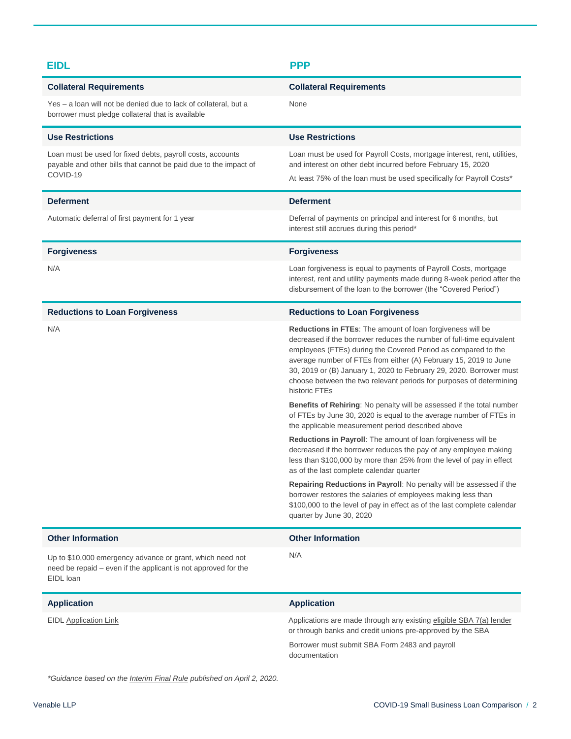| EIDL | PPP |
|---|---|
| **Collateral Requirements** | **Collateral Requirements** |
| Yes – a loan will not be denied due to lack of collateral, but a borrower must pledge collateral that is available | None |
| **Use Restrictions** | **Use Restrictions** |
| Loan must be used for fixed debts, payroll costs, accounts payable and other bills that cannot be paid due to the impact of COVID-19 | Loan must be used for Payroll Costs, mortgage interest, rent, utilities, and interest on other debt incurred before February 15, 2020<br>At least 75% of the loan must be used specifically for Payroll Costs* |
| **Deferment** | **Deferment** |
| Automatic deferral of first payment for 1 year | Deferral of payments on principal and interest for 6 months, but interest still accrues during this period* |
| **Forgiveness** | **Forgiveness** |
| N/A | Loan forgiveness is equal to payments of Payroll Costs, mortgage interest, rent and utility payments made during 8-week period after the disbursement of the loan to the borrower (the "Covered Period") |
| **Reductions to Loan Forgiveness** | **Reductions to Loan Forgiveness** |
| N/A | **Reductions in FTEs**: The amount of loan forgiveness will be decreased if the borrower reduces the number of full-time equivalent employees (FTEs) during the Covered Period as compared to the average number of FTEs from either (A) February 15, 2019 to June 30, 2019 or (B) January 1, 2020 to February 29, 2020. Borrower must choose between the two relevant periods for purposes of determining historic FTEs<br>**Benefits of Rehiring**: No penalty will be assessed if the total number of FTEs by June 30, 2020 is equal to the average number of FTEs in the applicable measurement period described above<br>**Reductions in Payroll**: The amount of loan forgiveness will be decreased if the borrower reduces the pay of any employee making less than $100,000 by more than 25% from the level of pay in effect as of the last complete calendar quarter<br>**Repairing Reductions in Payroll**: No penalty will be assessed if the borrower restores the salaries of employees making less than $100,000 to the level of pay in effect as of the last complete calendar quarter by June 30, 2020 |
| **Other Information** | **Other Information** |
| Up to $10,000 emergency advance or grant, which need not need be repaid – even if the applicant is not approved for the EIDL loan | N/A |
| **Application** | **Application** |
| EIDL Application Link | Applications are made through any existing eligible SBA 7(a) lender or through banks and credit unions pre-approved by the SBA<br>Borrower must submit SBA Form 2483 and payroll documentation |

*Guidance based on the Interim Final Rule published on April 2, 2020.*